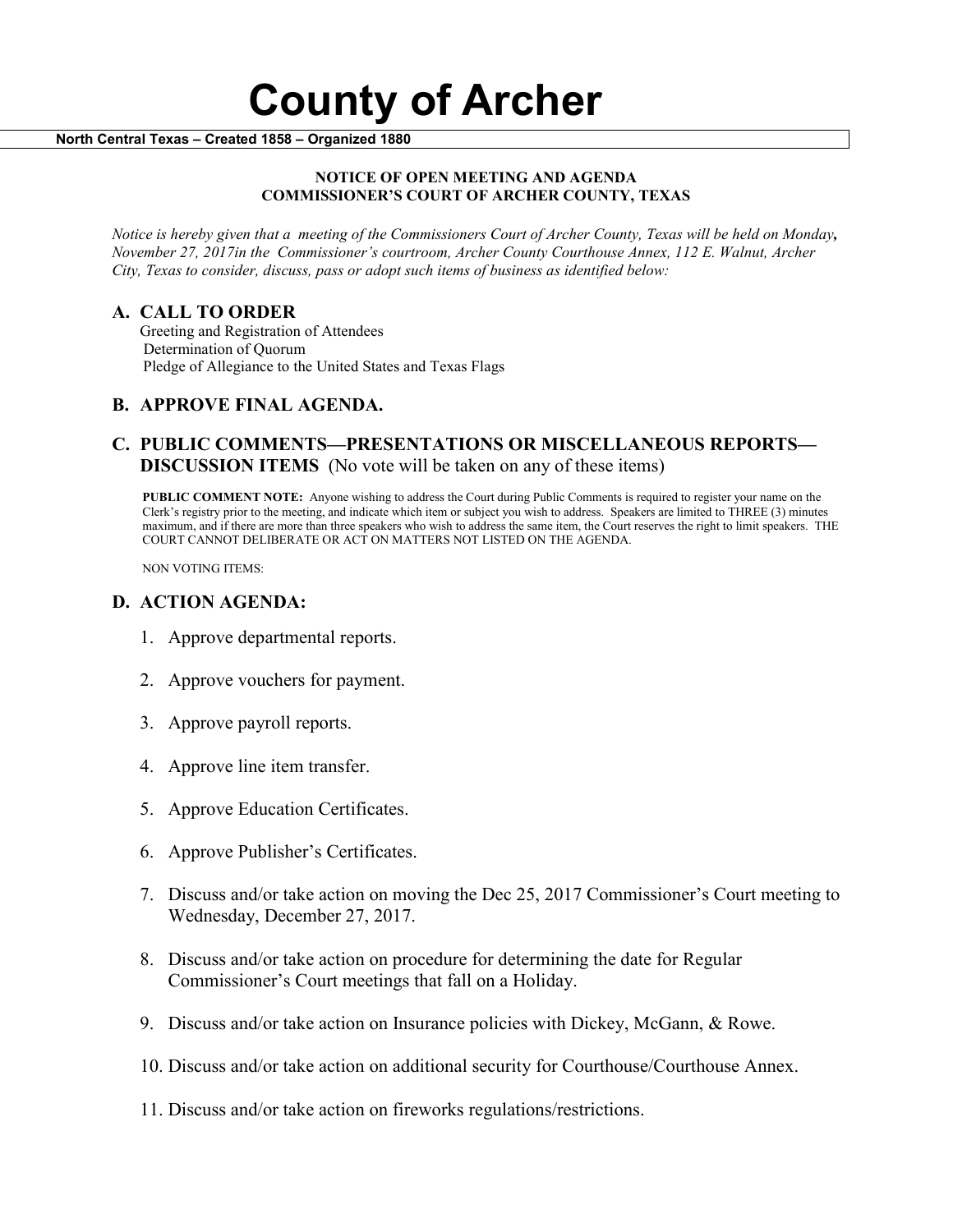# County of Archer

**North Central Texas – Created 1858 – Organized 1880**

**NOTICE OF OPEN MEETING AND AGENDA**
**COMMISSIONER'S COURT OF ARCHER COUNTY, TEXAS**

*Notice is hereby given that a meeting of the Commissioners Court of Archer County, Texas will be held on Monday, November 27, 2017in the Commissioner's courtroom, Archer County Courthouse Annex, 112 E. Walnut, Archer City, Texas to consider, discuss, pass or adopt such items of business as identified below:*

## A. CALL TO ORDER

Greeting and Registration of Attendees
Determination of Quorum
Pledge of Allegiance to the United States and Texas Flags

## B. APPROVE FINAL AGENDA.

## C. PUBLIC COMMENTS—PRESENTATIONS OR MISCELLANEOUS REPORTS—DISCUSSION ITEMS (No vote will be taken on any of these items)

**PUBLIC COMMENT NOTE:** Anyone wishing to address the Court during Public Comments is required to register your name on the Clerk's registry prior to the meeting, and indicate which item or subject you wish to address. Speakers are limited to THREE (3) minutes maximum, and if there are more than three speakers who wish to address the same item, the Court reserves the right to limit speakers. THE COURT CANNOT DELIBERATE OR ACT ON MATTERS NOT LISTED ON THE AGENDA.

NON VOTING ITEMS:

## D. ACTION AGENDA:

1. Approve departmental reports.
2. Approve vouchers for payment.
3. Approve payroll reports.
4. Approve line item transfer.
5. Approve Education Certificates.
6. Approve Publisher's Certificates.
7. Discuss and/or take action on moving the Dec 25, 2017 Commissioner's Court meeting to Wednesday, December 27, 2017.
8. Discuss and/or take action on procedure for determining the date for Regular Commissioner's Court meetings that fall on a Holiday.
9. Discuss and/or take action on Insurance policies with Dickey, McGann, & Rowe.
10. Discuss and/or take action on additional security for Courthouse/Courthouse Annex.
11. Discuss and/or take action on fireworks regulations/restrictions.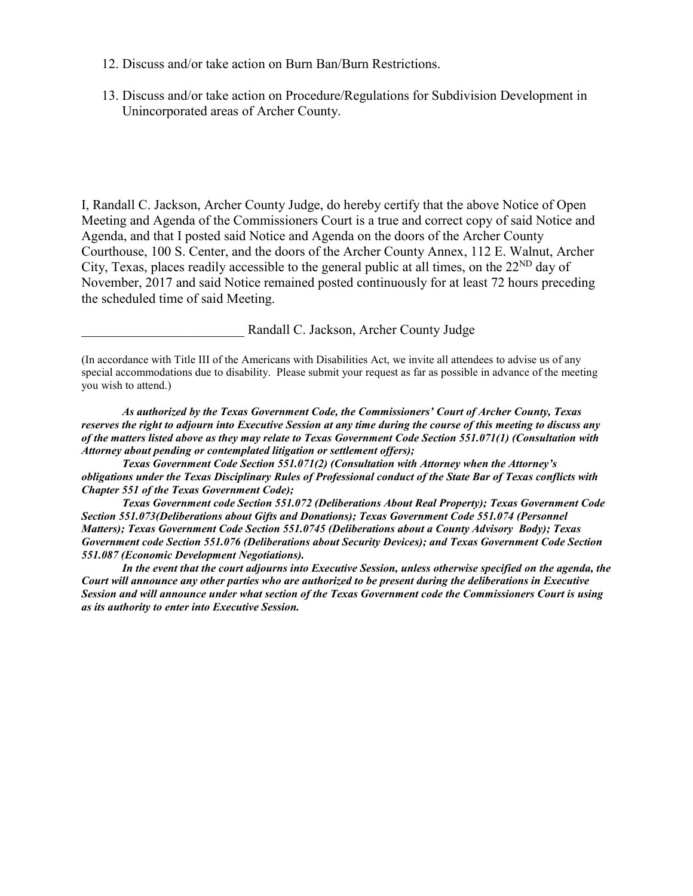12. Discuss and/or take action on Burn Ban/Burn Restrictions.

13. Discuss and/or take action on Procedure/Regulations for Subdivision Development in Unincorporated areas of Archer County.

I, Randall C. Jackson, Archer County Judge, do hereby certify that the above Notice of Open Meeting and Agenda of the Commissioners Court is a true and correct copy of said Notice and Agenda, and that I posted said Notice and Agenda on the doors of the Archer County Courthouse, 100 S. Center, and the doors of the Archer County Annex, 112 E. Walnut, Archer City, Texas, places readily accessible to the general public at all times, on the 22ND day of November, 2017 and said Notice remained posted continuously for at least 72 hours preceding the scheduled time of said Meeting.

_________________________ Randall C. Jackson, Archer County Judge

(In accordance with Title III of the Americans with Disabilities Act, we invite all attendees to advise us of any special accommodations due to disability. Please submit your request as far as possible in advance of the meeting you wish to attend.)

***As authorized by the Texas Government Code, the Commissioners' Court of Archer County, Texas reserves the right to adjourn into Executive Session at any time during the course of this meeting to discuss any of the matters listed above as they may relate to Texas Government Code Section 551.071(1) (Consultation with Attorney about pending or contemplated litigation or settlement offers);***

***Texas Government Code Section 551.071(2) (Consultation with Attorney when the Attorney's obligations under the Texas Disciplinary Rules of Professional conduct of the State Bar of Texas conflicts with Chapter 551 of the Texas Government Code);***

***Texas Government code Section 551.072 (Deliberations About Real Property); Texas Government Code Section 551.073(Deliberations about Gifts and Donations); Texas Government Code 551.074 (Personnel Matters); Texas Government Code Section 551.0745 (Deliberations about a County Advisory Body); Texas Government code Section 551.076 (Deliberations about Security Devices); and Texas Government Code Section 551.087 (Economic Development Negotiations).***

***In the event that the court adjourns into Executive Session, unless otherwise specified on the agenda, the Court will announce any other parties who are authorized to be present during the deliberations in Executive Session and will announce under what section of the Texas Government code the Commissioners Court is using as its authority to enter into Executive Session.***